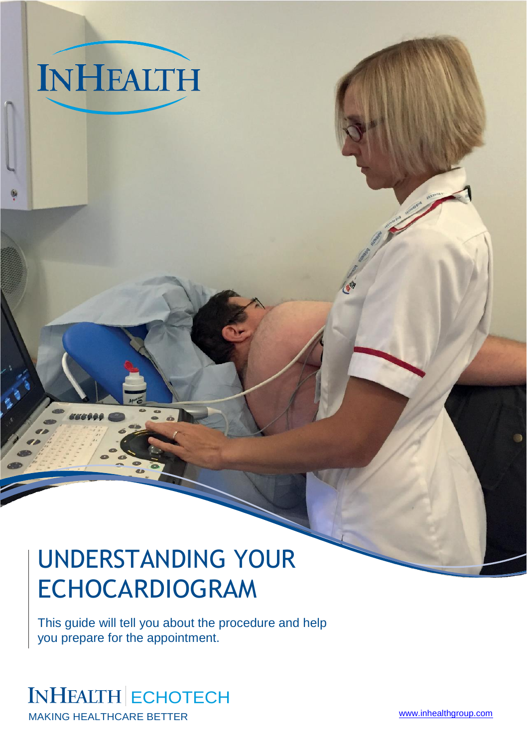INHEALTH

# UNDERSTANDING YOUR ECHOCARDIOGRAM

This guide will tell you about the procedure and help you prepare for the appointment.

INHEALTH | ECHOTECH

MAKING HEALTHCARE BETTER

www.inhealthgroup.com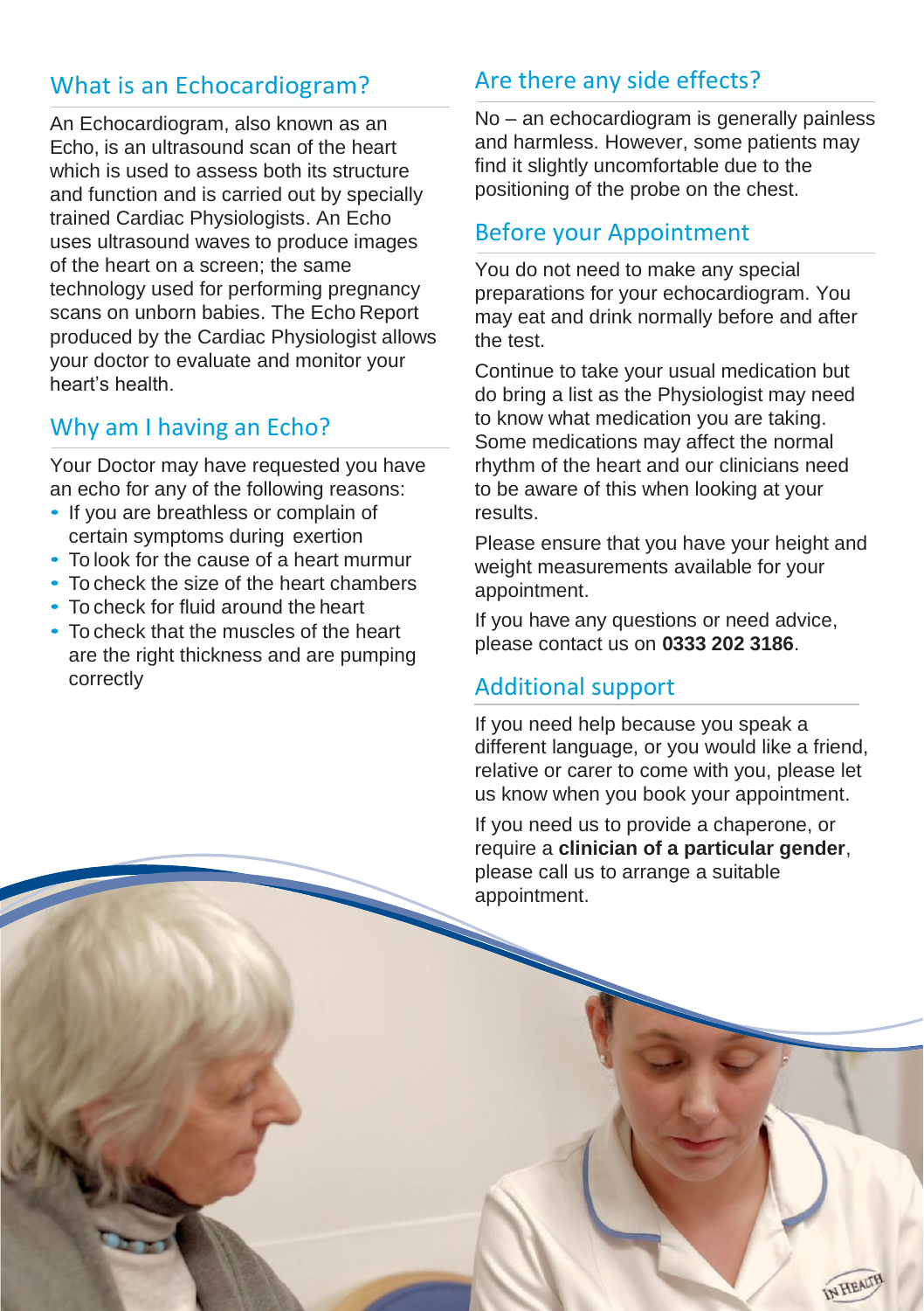## What is an Echocardiogram?

An Echocardiogram, also known as an Echo, is an ultrasound scan of the heart which is used to assess both its structure and function and is carried out by specially trained Cardiac Physiologists. An Echo uses ultrasound waves to produce images of the heart on a screen; the same technology used for performing pregnancy scans on unborn babies. The Echo Report produced by the Cardiac Physiologist allows your doctor to evaluate and monitor your heart's health.

## Why am I having an Echo?

Your Doctor may have requested you have an echo for any of the following reasons:

- If you are breathless or complain of certain symptoms during exertion
- To look for the cause of a heart murmur
- To check the size of the heart chambers
- To check for fluid around the heart
- To check that the muscles of the heart are the right thickness and are pumping correctly

## Are there any side effects?

No – an echocardiogram is generally painless and harmless. However, some patients may find it slightly uncomfortable due to the positioning of the probe on the chest.

## Before your Appointment

You do not need to make any special preparations for your echocardiogram. You may eat and drink normally before and after the test.

Continue to take your usual medication but do bring a list as the Physiologist may need to know what medication you are taking. Some medications may affect the normal rhythm of the heart and our clinicians need to be aware of this when looking at your results.

Please ensure that you have your height and weight measurements available for your appointment.

If you have any questions or need advice, please contact us on **0333 202 3186**.

## Additional support

If you need help because you speak a different language, or you would like a friend, relative or carer to come with you, please let us know when you book your appointment.

If you need us to provide a chaperone, or require a **clinician of a particular gender**, please call us to arrange a suitable appointment.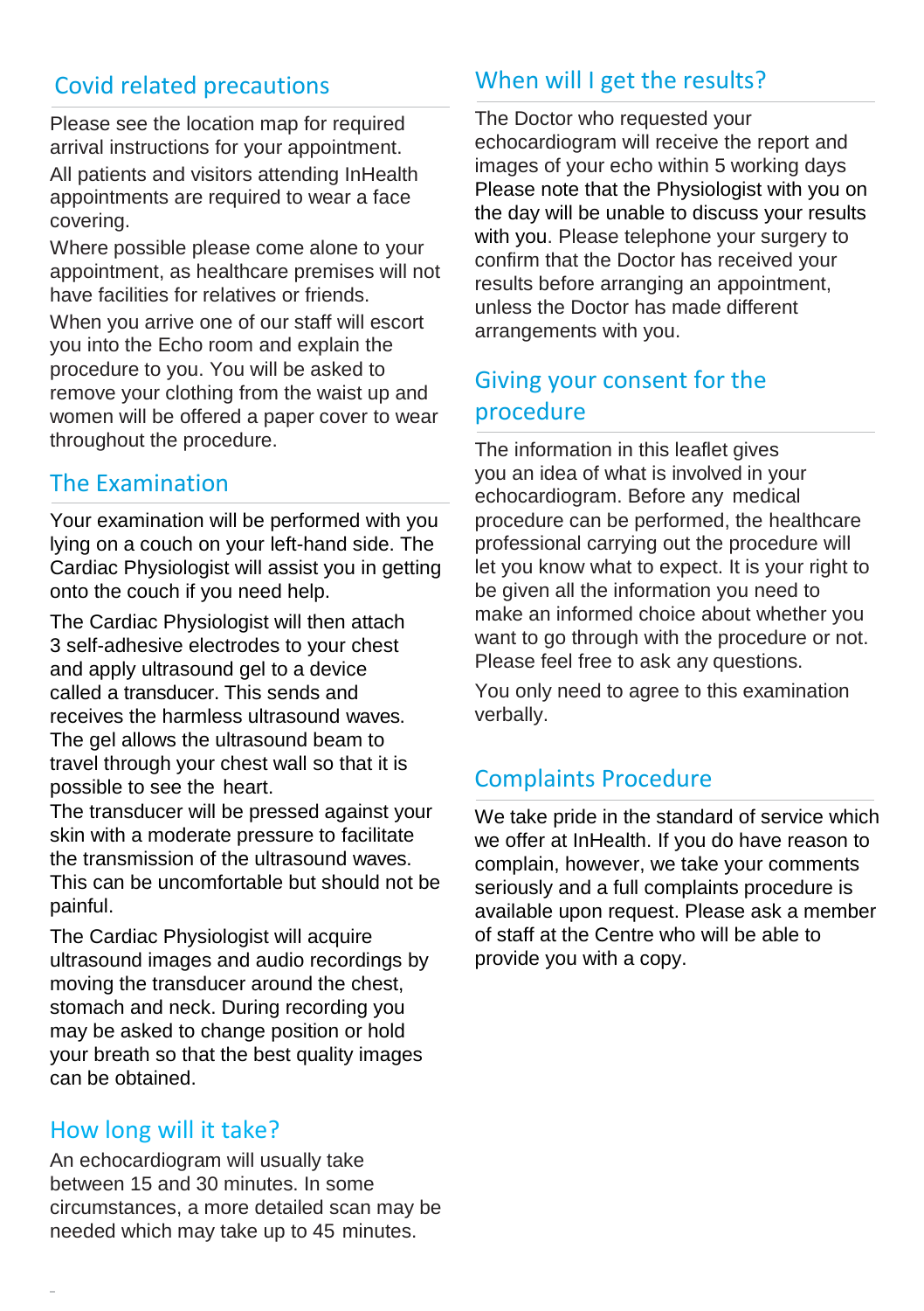## Covid related precautions

Please see the location map for required arrival instructions for your appointment.

All patients and visitors attending InHealth appointments are required to wear a face covering.

Where possible please come alone to your appointment, as healthcare premises will not have facilities for relatives or friends.

When you arrive one of our staff will escort you into the Echo room and explain the procedure to you. You will be asked to remove your clothing from the waist up and women will be offered a paper cover to wear throughout the procedure.

## The Examination

Your examination will be performed with you lying on a couch on your left-hand side. The Cardiac Physiologist will assist you in getting onto the couch if you need help.

The Cardiac Physiologist will then attach 3 self-adhesive electrodes to your chest and apply ultrasound gel to a device called a transducer. This sends and receives the harmless ultrasound waves. The gel allows the ultrasound beam to travel through your chest wall so that it is possible to see the heart.

The transducer will be pressed against your skin with a moderate pressure to facilitate the transmission of the ultrasound waves. This can be uncomfortable but should not be painful.

The Cardiac Physiologist will acquire ultrasound images and audio recordings by moving the transducer around the chest, stomach and neck. During recording you may be asked to change position or hold your breath so that the best quality images can be obtained.

## How long will it take?

An echocardiogram will usually take between 15 and 30 minutes. In some circumstances, a more detailed scan may be needed which may take up to 45 minutes.

## When will I get the results?

The Doctor who requested your echocardiogram will receive the report and images of your echo within 5 working days Please note that the Physiologist with you on the day will be unable to discuss your results with you. Please telephone your surgery to confirm that the Doctor has received your results before arranging an appointment, unless the Doctor has made different arrangements with you.

## Giving your consent for the procedure

The information in this leaflet gives you an idea of what is involved in your echocardiogram. Before any medical procedure can be performed, the healthcare professional carrying out the procedure will let you know what to expect. It is your right to be given all the information you need to make an informed choice about whether you want to go through with the procedure or not. Please feel free to ask any questions.

You only need to agree to this examination verbally.

## Complaints Procedure

We take pride in the standard of service which we offer at InHealth. If you do have reason to complain, however, we take your comments seriously and a full complaints procedure is available upon request. Please ask a member of staff at the Centre who will be able to provide you with a copy.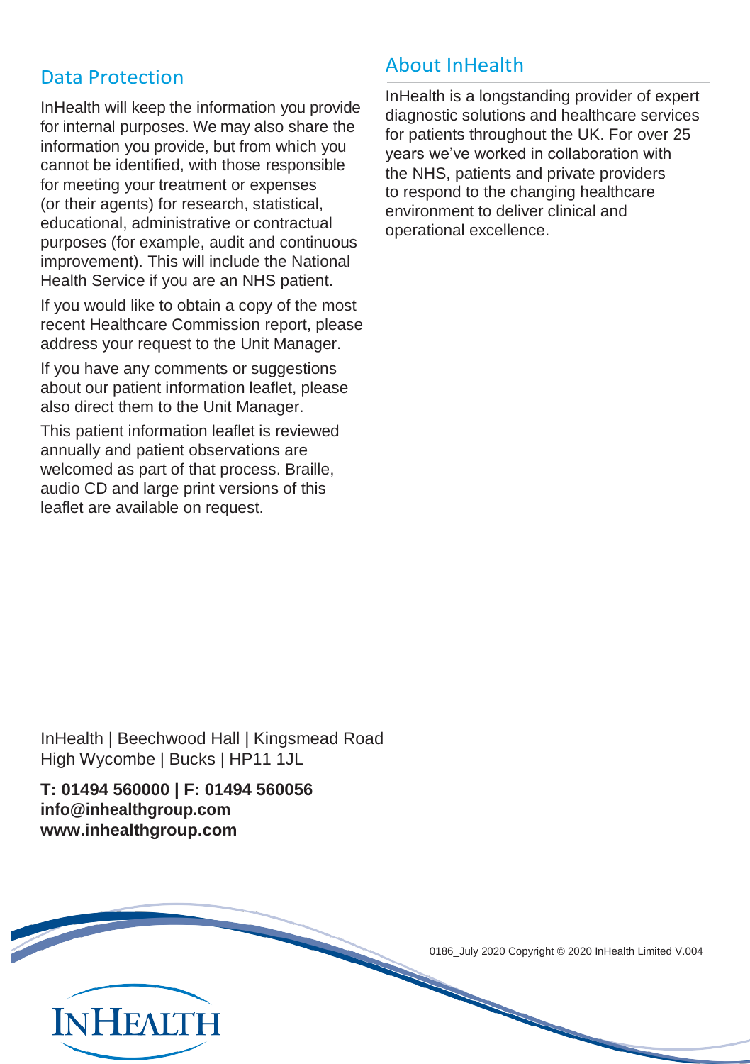## Data Protection

InHealth will keep the information you provide for internal purposes. We may also share the information you provide, but from which you cannot be identified, with those responsible for meeting your treatment or expenses (or their agents) for research, statistical, educational, administrative or contractual purposes (for example, audit and continuous improvement). This will include the National Health Service if you are an NHS patient.

If you would like to obtain a copy of the most recent Healthcare Commission report, please address your request to the Unit Manager.

If you have any comments or suggestions about our patient information leaflet, please also direct them to the Unit Manager.

This patient information leaflet is reviewed annually and patient observations are welcomed as part of that process. Braille, audio CD and large print versions of this leaflet are available on request.

## About InHealth

InHealth is a longstanding provider of expert diagnostic solutions and healthcare services for patients throughout the UK. For over 25 years we've worked in collaboration with the NHS, patients and private providers to respond to the changing healthcare environment to deliver clinical and operational excellence.

InHealth | Beechwood Hall | Kingsmead Road
High Wycombe | Bucks | HP11 1JL

**T: 01494 560000 | F: 01494 560056**
**info@inhealthgroup.com**
**www.inhealthgroup.com**

0186_July 2020 Copyright © 2020 InHealth Limited V.004

INHEALTH